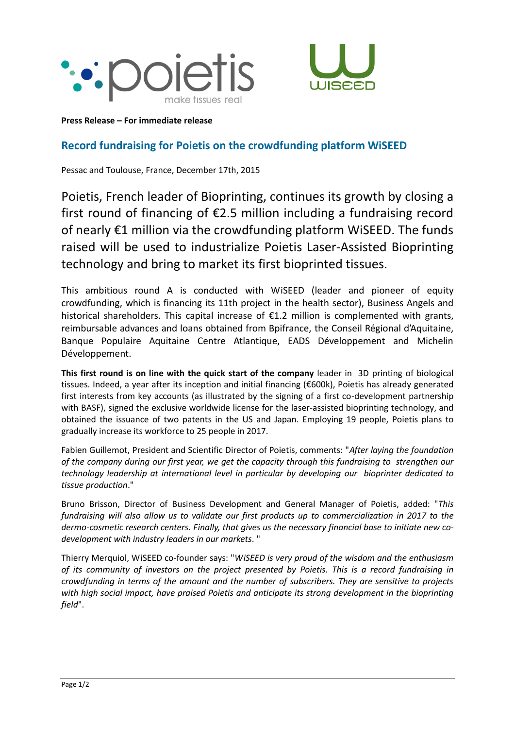**Press Release – For immediate release**

## Record fundraising for Poietis on the crowdfunding platform WiSEED

Pessac and Toulouse, France, December 17th, 2015

Poietis, French leader of Bioprinting, continues its growth by closing a first round of financing of €2.5 million including a fundraising record of nearly €1 million via the crowdfunding platform WiSEED. The funds raised will be used to industrialize Poietis Laser-Assisted Bioprinting technology and bring to market its first bioprinted tissues.

This ambitious round A is conducted with WiSEED (leader and pioneer of equity crowdfunding, which is financing its 11th project in the health sector), Business Angels and historical shareholders. This capital increase of €1.2 million is complemented with grants, reimbursable advances and loans obtained from Bpifrance, the Conseil Régional d'Aquitaine, Banque Populaire Aquitaine Centre Atlantique, EADS Développement and Michelin Développement.

**This first round is on line with the quick start of the company** leader in 3D printing of biological tissues. Indeed, a year after its inception and initial financing (€600k), Poietis has already generated first interests from key accounts (as illustrated by the signing of a first co-development partnership with BASF), signed the exclusive worldwide license for the laser-assisted bioprinting technology, and obtained the issuance of two patents in the US and Japan. Employing 19 people, Poietis plans to gradually increase its workforce to 25 people in 2017.

Fabien Guillemot, President and Scientific Director of Poietis, comments: "*After laying the foundation of the company during our first year, we get the capacity through this fundraising to strengthen our technology leadership at international level in particular by developing our bioprinter dedicated to tissue production*."

Bruno Brisson, Director of Business Development and General Manager of Poietis, added: "*This fundraising will also allow us to validate our first products up to commercialization in 2017 to the dermo-cosmetic research centers. Finally, that gives us the necessary financial base to initiate new co-development with industry leaders in our markets*. "

Thierry Merquiol, WiSEED co-founder says: "*WiSEED is very proud of the wisdom and the enthusiasm of its community of investors on the project presented by Poietis. This is a record fundraising in crowdfunding in terms of the amount and the number of subscribers. They are sensitive to projects with high social impact, have praised Poietis and anticipate its strong development in the bioprinting field*".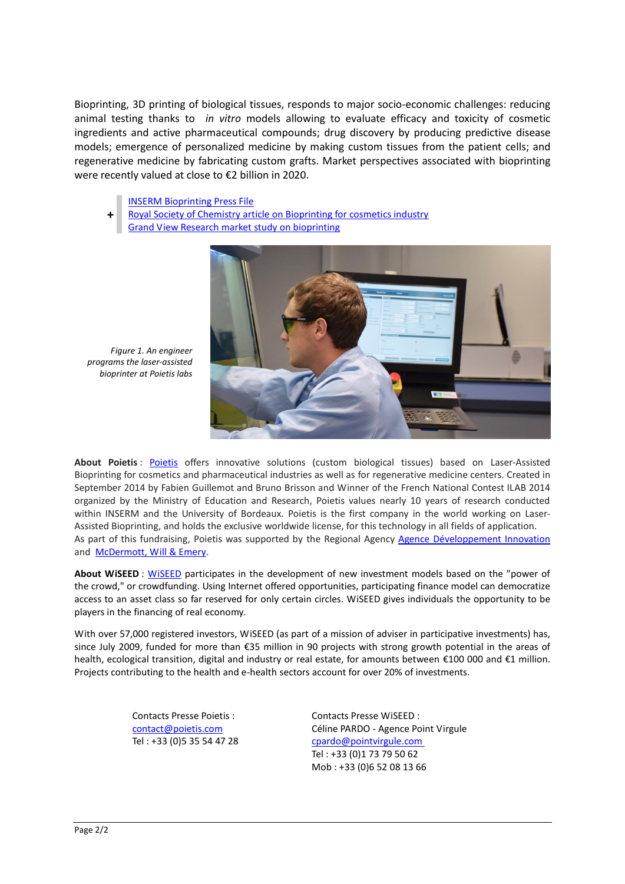Bioprinting, 3D printing of biological tissues, responds to major socio-economic challenges: reducing animal testing thanks to *in vitro* models allowing to evaluate efficacy and toxicity of cosmetic ingredients and active pharmaceutical compounds; drug discovery by producing predictive disease models; emergence of personalized medicine by making custom tissues from the patient cells; and regenerative medicine by fabricating custom grafts. Market perspectives associated with bioprinting were recently valued at close to €2 billion in 2020.

**+**
- INSERM Bioprinting Press File
- Royal Society of Chemistry article on Bioprinting for cosmetics industry
- Grand View Research market study on bioprinting

*Figure 1. An engineer programs the laser-assisted bioprinter at Poietis labs*

**About Poietis** : Poietis offers innovative solutions (custom biological tissues) based on Laser-Assisted Bioprinting for cosmetics and pharmaceutical industries as well as for regenerative medicine centers. Created in September 2014 by Fabien Guillemot and Bruno Brisson and Winner of the French National Contest ILAB 2014 organized by the Ministry of Education and Research, Poietis values nearly 10 years of research conducted within INSERM and the University of Bordeaux. Poietis is the first company in the world working on Laser-Assisted Bioprinting, and holds the exclusive worldwide license, for this technology in all fields of application.
As part of this fundraising, Poietis was supported by the Regional Agency Agence Développement Innovation and McDermott, Will & Emery.

**About WiSEED** : WiSEED participates in the development of new investment models based on the "power of the crowd," or crowdfunding. Using Internet offered opportunities, participating finance model can democratize access to an asset class so far reserved for only certain circles. WiSEED gives individuals the opportunity to be players in the financing of real economy.

With over 57,000 registered investors, WiSEED (as part of a mission of adviser in participative investments) has, since July 2009, funded for more than €35 million in 90 projects with strong growth potential in the areas of health, ecological transition, digital and industry or real estate, for amounts between €100 000 and €1 million. Projects contributing to the health and e-health sectors account for over 20% of investments.

Contacts Presse Poietis :
contact@poietis.com
Tel : +33 (0)5 35 54 47 28

Contacts Presse WiSEED :
Céline PARDO - Agence Point Virgule
cpardo@pointvirgule.com
Tel : +33 (0)1 73 79 50 62
Mob : +33 (0)6 52 08 13 66